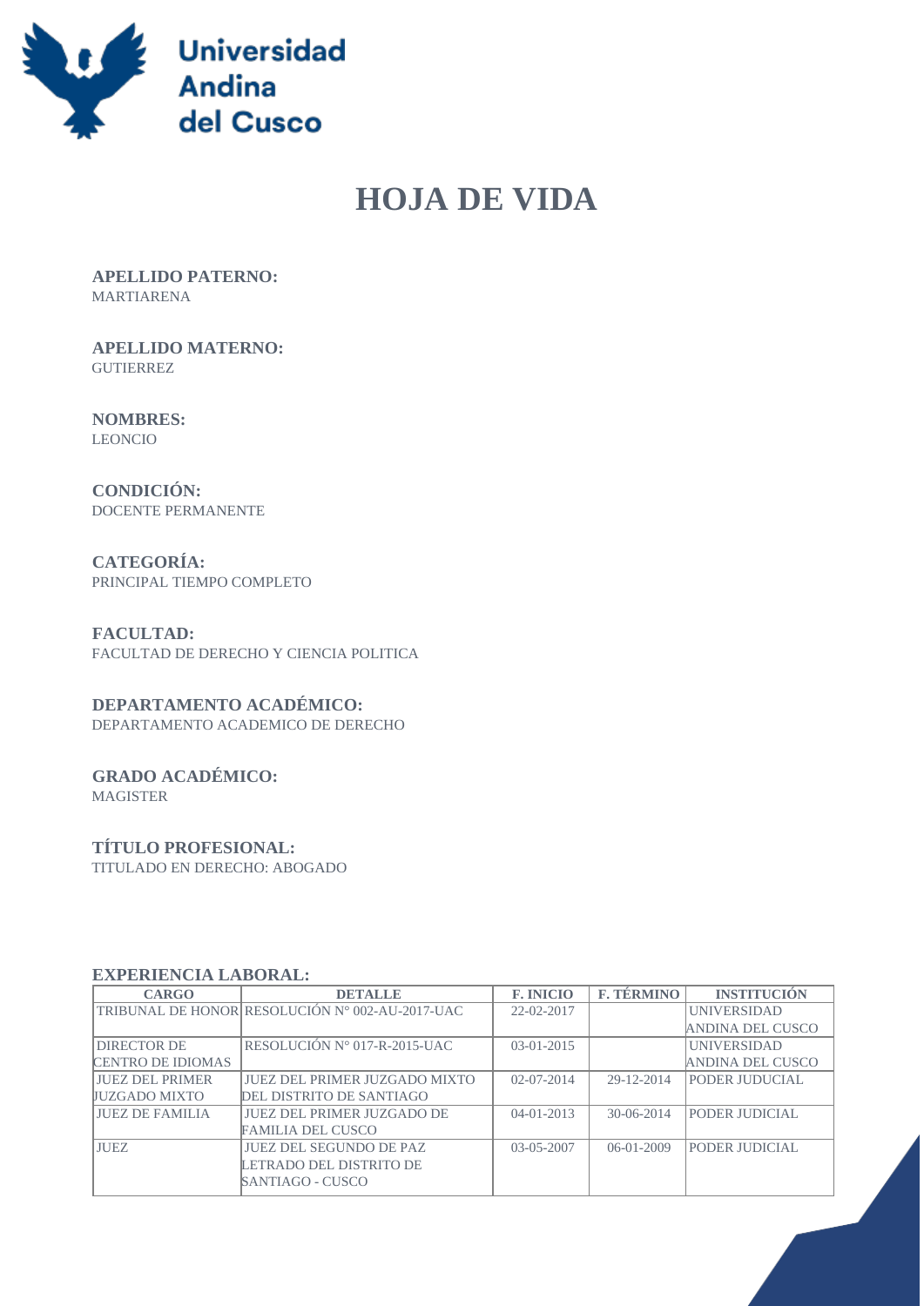Universidad Andina del Cusco

# HOJA DE VIDA

**APELLIDO PATERNO:**
MARTIARENA

**APELLIDO MATERNO:**
GUTIERREZ

**NOMBRES:**
LEONCIO

**CONDICIÓN:**
DOCENTE PERMANENTE

**CATEGORÍA:**
PRINCIPAL TIEMPO COMPLETO

**FACULTAD:**
FACULTAD DE DERECHO Y CIENCIA POLITICA

**DEPARTAMENTO ACADÉMICO:**
DEPARTAMENTO ACADEMICO DE DERECHO

**GRADO ACADÉMICO:**
MAGISTER

**TÍTULO PROFESIONAL:**
TITULADO EN DERECHO: ABOGADO

**EXPERIENCIA LABORAL:**

| CARGO | DETALLE | F. INICIO | F. TÉRMINO | INSTITUCIÓN |
|---|---|---|---|---|
| TRIBUNAL DE HONOR | RESOLUCIÓN N° 002-AU-2017-UAC | 22-02-2017 | | UNIVERSIDAD ANDINA DEL CUSCO |
| DIRECTOR DE CENTRO DE IDIOMAS | RESOLUCIÓN N° 017-R-2015-UAC | 03-01-2015 | | UNIVERSIDAD ANDINA DEL CUSCO |
| JUEZ DEL PRIMER JUZGADO MIXTO | JUEZ DEL PRIMER JUZGADO MIXTO DEL DISTRITO DE SANTIAGO | 02-07-2014 | 29-12-2014 | PODER JUDUCIAL |
| JUEZ DE FAMILIA | JUEZ DEL PRIMER JUZGADO DE FAMILIA DEL CUSCO | 04-01-2013 | 30-06-2014 | PODER JUDICIAL |
| JUEZ | JUEZ DEL SEGUNDO DE PAZ LETRADO DEL DISTRITO DE SANTIAGO - CUSCO | 03-05-2007 | 06-01-2009 | PODER JUDICIAL |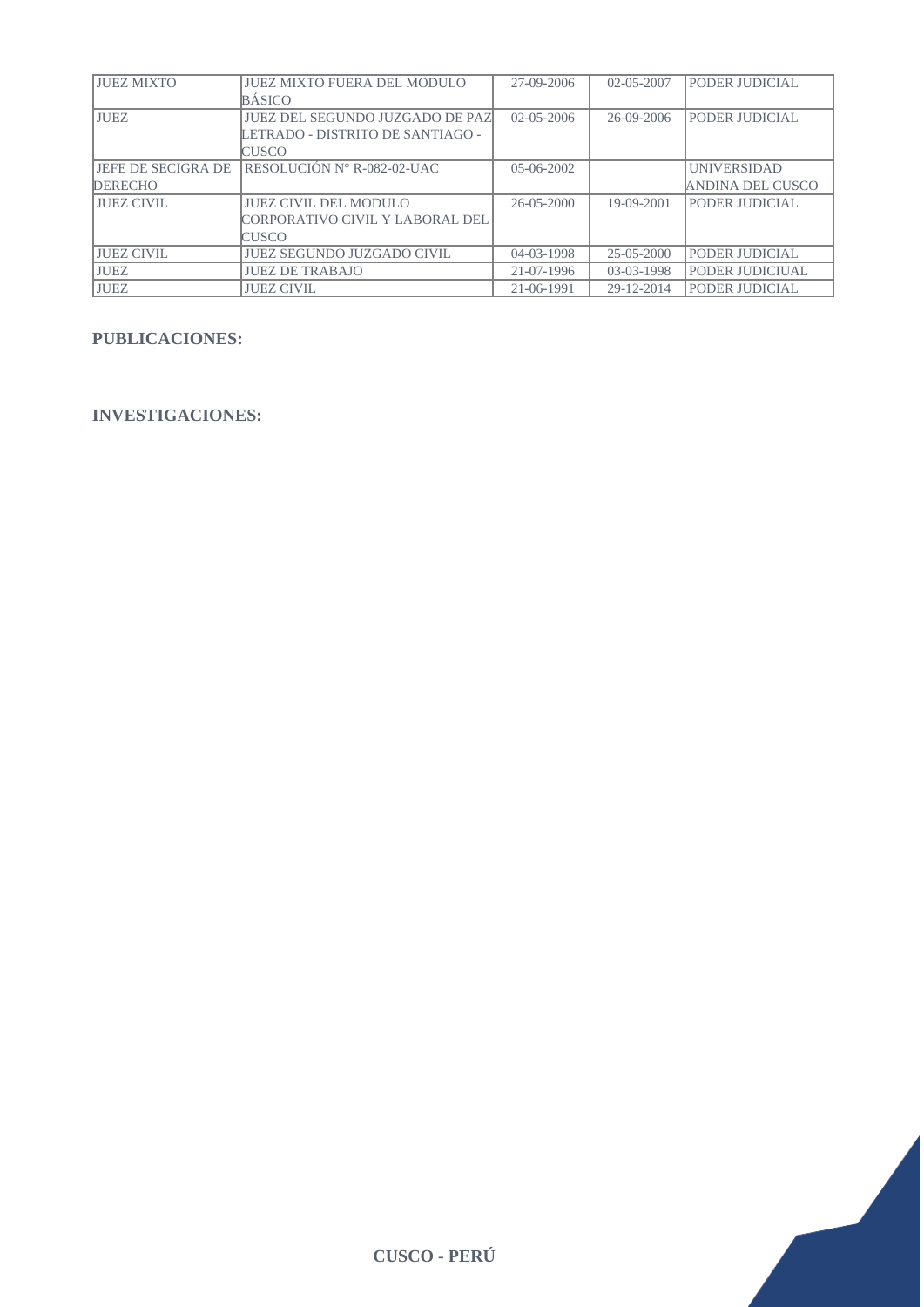| | | | | |
|---|---|---|---|---|
| JUEZ MIXTO | JUEZ MIXTO FUERA DEL MODULO BÁSICO | 27-09-2006 | 02-05-2007 | PODER JUDICIAL |
| JUEZ | JUEZ DEL SEGUNDO JUZGADO DE PAZ LETRADO - DISTRITO DE SANTIAGO - CUSCO | 02-05-2006 | 26-09-2006 | PODER JUDICIAL |
| JEFE DE SECIGRA DE DERECHO | RESOLUCIÓN N° R-082-02-UAC | 05-06-2002 | | UNIVERSIDAD ANDINA DEL CUSCO |
| JUEZ CIVIL | JUEZ CIVIL DEL MODULO CORPORATIVO CIVIL Y LABORAL DEL CUSCO | 26-05-2000 | 19-09-2001 | PODER JUDICIAL |
| JUEZ CIVIL | JUEZ SEGUNDO JUZGADO CIVIL | 04-03-1998 | 25-05-2000 | PODER JUDICIAL |
| JUEZ | JUEZ DE TRABAJO | 21-07-1996 | 03-03-1998 | PODER JUDICIUAL |
| JUEZ | JUEZ CIVIL | 21-06-1991 | 29-12-2014 | PODER JUDICIAL |

## PUBLICACIONES:

## INVESTIGACIONES:

**CUSCO - PERÚ**